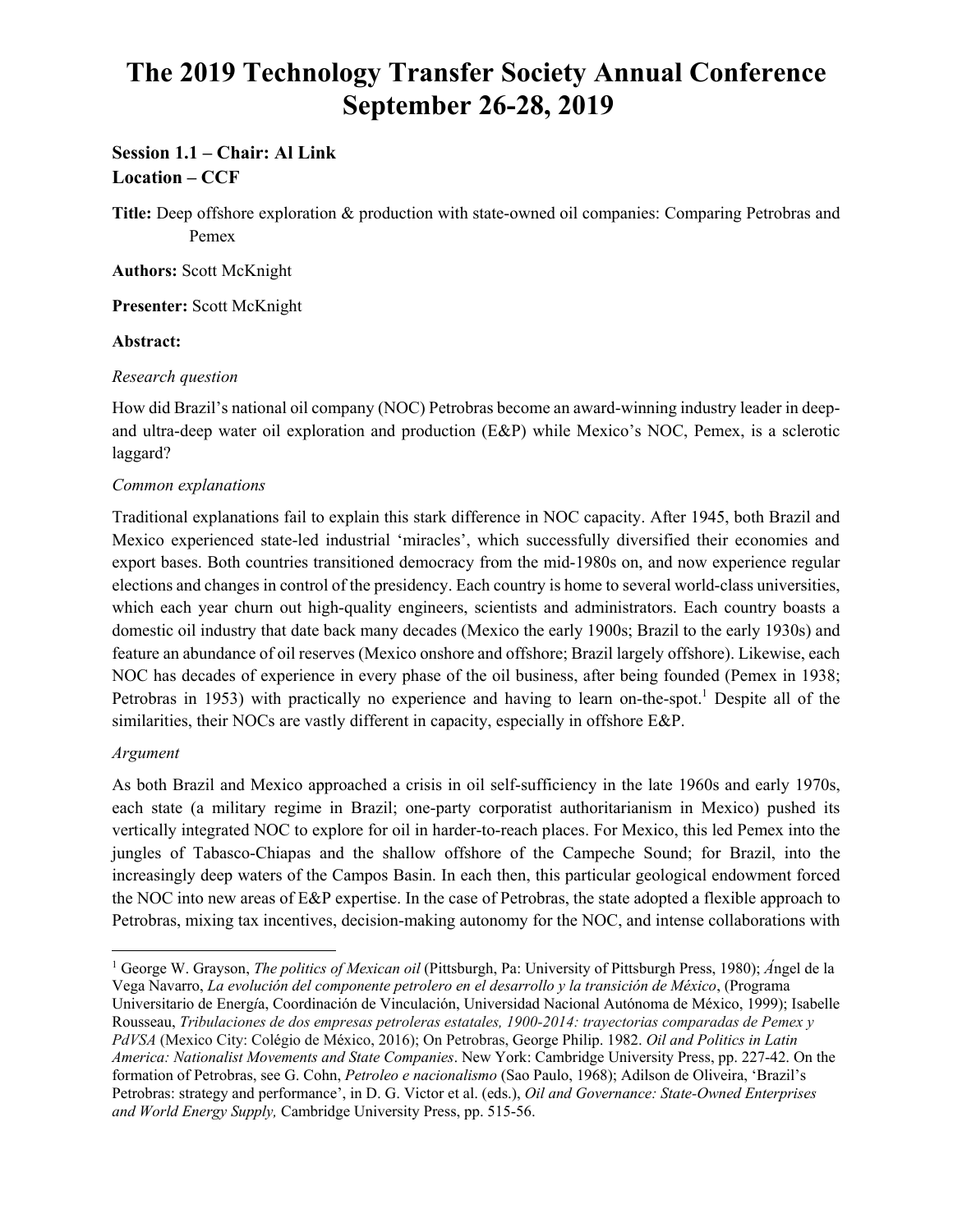# The 2019 Technology Transfer Society Annual Conference September 26-28, 2019

**Session 1.1 – Chair: Al Link**
**Location – CCF**

**Title:** Deep offshore exploration & production with state-owned oil companies: Comparing Petrobras and Pemex

**Authors:** Scott McKnight

**Presenter:** Scott McKnight

**Abstract:**

*Research question*

How did Brazil's national oil company (NOC) Petrobras become an award-winning industry leader in deep- and ultra-deep water oil exploration and production (E&P) while Mexico's NOC, Pemex, is a sclerotic laggard?

*Common explanations*

Traditional explanations fail to explain this stark difference in NOC capacity. After 1945, both Brazil and Mexico experienced state-led industrial 'miracles', which successfully diversified their economies and export bases. Both countries transitioned democracy from the mid-1980s on, and now experience regular elections and changes in control of the presidency. Each country is home to several world-class universities, which each year churn out high-quality engineers, scientists and administrators. Each country boasts a domestic oil industry that date back many decades (Mexico the early 1900s; Brazil to the early 1930s) and feature an abundance of oil reserves (Mexico onshore and offshore; Brazil largely offshore). Likewise, each NOC has decades of experience in every phase of the oil business, after being founded (Pemex in 1938; Petrobras in 1953) with practically no experience and having to learn on-the-spot.[1] Despite all of the similarities, their NOCs are vastly different in capacity, especially in offshore E&P.

*Argument*

As both Brazil and Mexico approached a crisis in oil self-sufficiency in the late 1960s and early 1970s, each state (a military regime in Brazil; one-party corporatist authoritarianism in Mexico) pushed its vertically integrated NOC to explore for oil in harder-to-reach places. For Mexico, this led Pemex into the jungles of Tabasco-Chiapas and the shallow offshore of the Campeche Sound; for Brazil, into the increasingly deep waters of the Campos Basin. In each then, this particular geological endowment forced the NOC into new areas of E&P expertise. In the case of Petrobras, the state adopted a flexible approach to Petrobras, mixing tax incentives, decision-making autonomy for the NOC, and intense collaborations with

---

[1] George W. Grayson, *The politics of Mexican oil* (Pittsburgh, Pa: University of Pittsburgh Press, 1980); Ángel de la Vega Navarro, *La evolución del componente petrolero en el desarrollo y la transición de México*, (Programa Universitario de Energía, Coordinación de Vinculación, Universidad Nacional Autónoma de México, 1999); Isabelle Rousseau, *Tribulaciones de dos empresas petroleras estatales, 1900-2014: trayectorias comparadas de Pemex y PdVSA* (Mexico City: Colégio de México, 2016); On Petrobras, George Philip. 1982. *Oil and Politics in Latin America: Nationalist Movements and State Companies*. New York: Cambridge University Press, pp. 227-42. On the formation of Petrobras, see G. Cohn, *Petroleo e nacionalismo* (Sao Paulo, 1968); Adilson de Oliveira, 'Brazil's Petrobras: strategy and performance', in D. G. Victor et al. (eds.), *Oil and Governance: State-Owned Enterprises and World Energy Supply,* Cambridge University Press, pp. 515-56.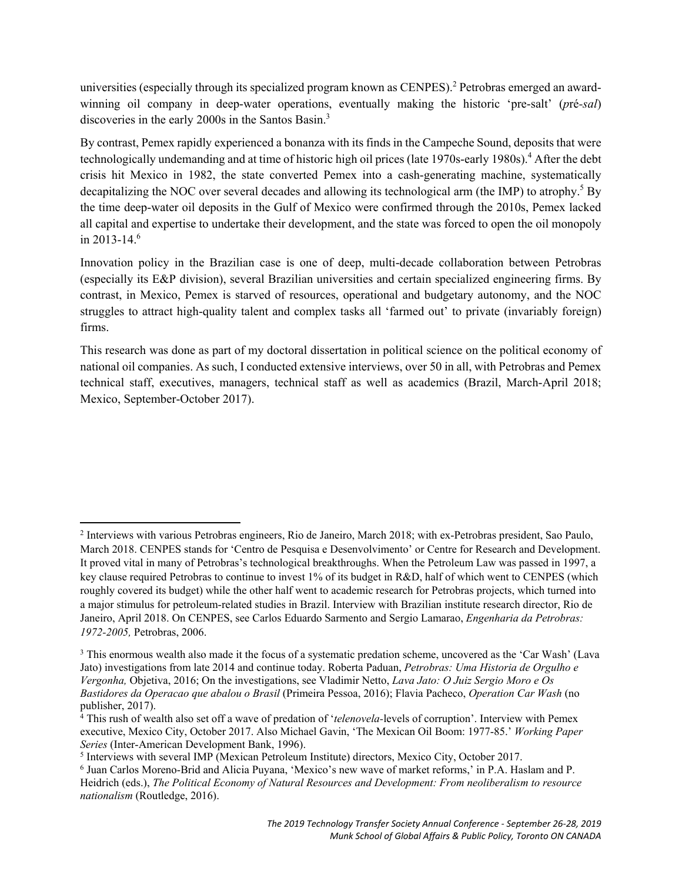universities (especially through its specialized program known as CENPES).[2] Petrobras emerged an award-winning oil company in deep-water operations, eventually making the historic 'pre-salt' (*pré-sal*) discoveries in the early 2000s in the Santos Basin.[3]

By contrast, Pemex rapidly experienced a bonanza with its finds in the Campeche Sound, deposits that were technologically undemanding and at time of historic high oil prices (late 1970s-early 1980s).[4] After the debt crisis hit Mexico in 1982, the state converted Pemex into a cash-generating machine, systematically decapitalizing the NOC over several decades and allowing its technological arm (the IMP) to atrophy.[5] By the time deep-water oil deposits in the Gulf of Mexico were confirmed through the 2010s, Pemex lacked all capital and expertise to undertake their development, and the state was forced to open the oil monopoly in 2013-14.[6]

Innovation policy in the Brazilian case is one of deep, multi-decade collaboration between Petrobras (especially its E&P division), several Brazilian universities and certain specialized engineering firms. By contrast, in Mexico, Pemex is starved of resources, operational and budgetary autonomy, and the NOC struggles to attract high-quality talent and complex tasks all 'farmed out' to private (invariably foreign) firms.

This research was done as part of my doctoral dissertation in political science on the political economy of national oil companies. As such, I conducted extensive interviews, over 50 in all, with Petrobras and Pemex technical staff, executives, managers, technical staff as well as academics (Brazil, March-April 2018; Mexico, September-October 2017).

---

[2] Interviews with various Petrobras engineers, Rio de Janeiro, March 2018; with ex-Petrobras president, Sao Paulo, March 2018. CENPES stands for 'Centro de Pesquisa e Desenvolvimento' or Centre for Research and Development. It proved vital in many of Petrobras's technological breakthroughs. When the Petroleum Law was passed in 1997, a key clause required Petrobras to continue to invest 1% of its budget in R&D, half of which went to CENPES (which roughly covered its budget) while the other half went to academic research for Petrobras projects, which turned into a major stimulus for petroleum-related studies in Brazil. Interview with Brazilian institute research director, Rio de Janeiro, April 2018. On CENPES, see Carlos Eduardo Sarmento and Sergio Lamarao, *Engenharia da Petrobras: 1972-2005,* Petrobras, 2006.

[3] This enormous wealth also made it the focus of a systematic predation scheme, uncovered as the 'Car Wash' (Lava Jato) investigations from late 2014 and continue today. Roberta Paduan, *Petrobras: Uma Historia de Orgulho e Vergonha,* Objetiva, 2016; On the investigations, see Vladimir Netto, *Lava Jato: O Juiz Sergio Moro e Os Bastidores da Operacao que abalou o Brasil* (Primeira Pessoa, 2016); Flavia Pacheco, *Operation Car Wash* (no publisher, 2017).

[4] This rush of wealth also set off a wave of predation of '*telenovela*-levels of corruption'. Interview with Pemex executive, Mexico City, October 2017. Also Michael Gavin, 'The Mexican Oil Boom: 1977-85.' *Working Paper Series* (Inter-American Development Bank, 1996).

[5] Interviews with several IMP (Mexican Petroleum Institute) directors, Mexico City, October 2017.

[6] Juan Carlos Moreno-Brid and Alicia Puyana, 'Mexico's new wave of market reforms,' in P.A. Haslam and P. Heidrich (eds.), *The Political Economy of Natural Resources and Development: From neoliberalism to resource nationalism* (Routledge, 2016).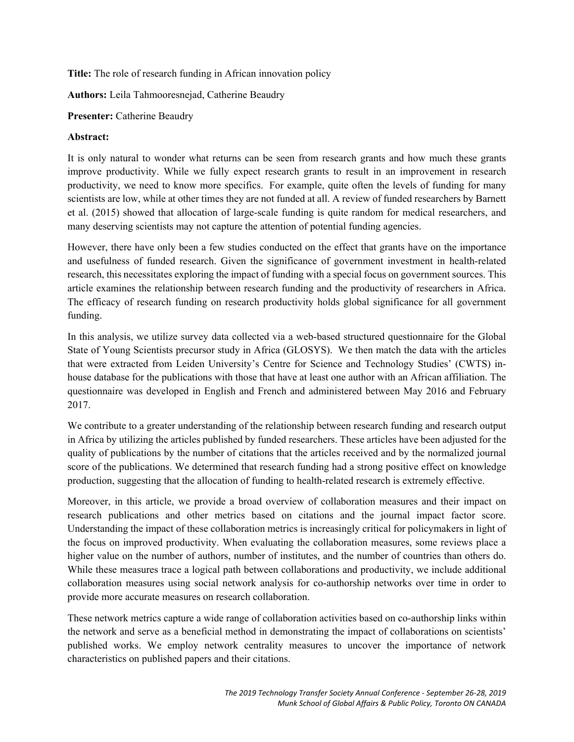**Title:** The role of research funding in African innovation policy

**Authors:** Leila Tahmooresnejad, Catherine Beaudry

**Presenter:** Catherine Beaudry

**Abstract:**

It is only natural to wonder what returns can be seen from research grants and how much these grants improve productivity. While we fully expect research grants to result in an improvement in research productivity, we need to know more specifics. For example, quite often the levels of funding for many scientists are low, while at other times they are not funded at all. A review of funded researchers by Barnett et al. (2015) showed that allocation of large-scale funding is quite random for medical researchers, and many deserving scientists may not capture the attention of potential funding agencies.

However, there have only been a few studies conducted on the effect that grants have on the importance and usefulness of funded research. Given the significance of government investment in health-related research, this necessitates exploring the impact of funding with a special focus on government sources. This article examines the relationship between research funding and the productivity of researchers in Africa. The efficacy of research funding on research productivity holds global significance for all government funding.

In this analysis, we utilize survey data collected via a web-based structured questionnaire for the Global State of Young Scientists precursor study in Africa (GLOSYS). We then match the data with the articles that were extracted from Leiden University's Centre for Science and Technology Studies' (CWTS) in-house database for the publications with those that have at least one author with an African affiliation. The questionnaire was developed in English and French and administered between May 2016 and February 2017.

We contribute to a greater understanding of the relationship between research funding and research output in Africa by utilizing the articles published by funded researchers. These articles have been adjusted for the quality of publications by the number of citations that the articles received and by the normalized journal score of the publications. We determined that research funding had a strong positive effect on knowledge production, suggesting that the allocation of funding to health-related research is extremely effective.

Moreover, in this article, we provide a broad overview of collaboration measures and their impact on research publications and other metrics based on citations and the journal impact factor score. Understanding the impact of these collaboration metrics is increasingly critical for policymakers in light of the focus on improved productivity. When evaluating the collaboration measures, some reviews place a higher value on the number of authors, number of institutes, and the number of countries than others do. While these measures trace a logical path between collaborations and productivity, we include additional collaboration measures using social network analysis for co-authorship networks over time in order to provide more accurate measures on research collaboration.

These network metrics capture a wide range of collaboration activities based on co-authorship links within the network and serve as a beneficial method in demonstrating the impact of collaborations on scientists' published works. We employ network centrality measures to uncover the importance of network characteristics on published papers and their citations.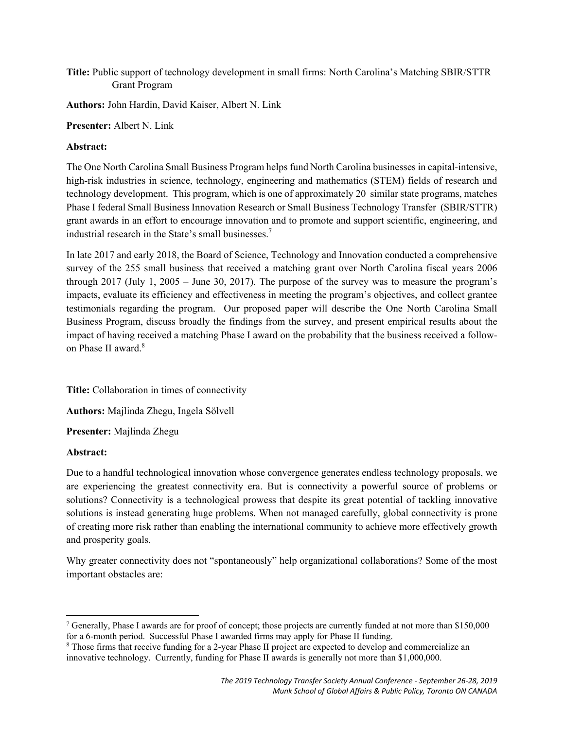**Title:** Public support of technology development in small firms: North Carolina's Matching SBIR/STTR Grant Program

**Authors:** John Hardin, David Kaiser, Albert N. Link

**Presenter:** Albert N. Link

**Abstract:**

The One North Carolina Small Business Program helps fund North Carolina businesses in capital-intensive, high-risk industries in science, technology, engineering and mathematics (STEM) fields of research and technology development. This program, which is one of approximately 20 similar state programs, matches Phase I federal Small Business Innovation Research or Small Business Technology Transfer (SBIR/STTR) grant awards in an effort to encourage innovation and to promote and support scientific, engineering, and industrial research in the State's small businesses.[7]

In late 2017 and early 2018, the Board of Science, Technology and Innovation conducted a comprehensive survey of the 255 small business that received a matching grant over North Carolina fiscal years 2006 through 2017 (July 1, 2005 – June 30, 2017). The purpose of the survey was to measure the program's impacts, evaluate its efficiency and effectiveness in meeting the program's objectives, and collect grantee testimonials regarding the program. Our proposed paper will describe the One North Carolina Small Business Program, discuss broadly the findings from the survey, and present empirical results about the impact of having received a matching Phase I award on the probability that the business received a follow-on Phase II award.[8]

**Title:** Collaboration in times of connectivity

**Authors:** Majlinda Zhegu, Ingela Sölvell

**Presenter:** Majlinda Zhegu

**Abstract:**

Due to a handful technological innovation whose convergence generates endless technology proposals, we are experiencing the greatest connectivity era. But is connectivity a powerful source of problems or solutions? Connectivity is a technological prowess that despite its great potential of tackling innovative solutions is instead generating huge problems. When not managed carefully, global connectivity is prone of creating more risk rather than enabling the international community to achieve more effectively growth and prosperity goals.

Why greater connectivity does not "spontaneously" help organizational collaborations? Some of the most important obstacles are:

---

[7] Generally, Phase I awards are for proof of concept; those projects are currently funded at not more than $150,000 for a 6-month period. Successful Phase I awarded firms may apply for Phase II funding.

[8] Those firms that receive funding for a 2-year Phase II project are expected to develop and commercialize an innovative technology. Currently, funding for Phase II awards is generally not more than $1,000,000.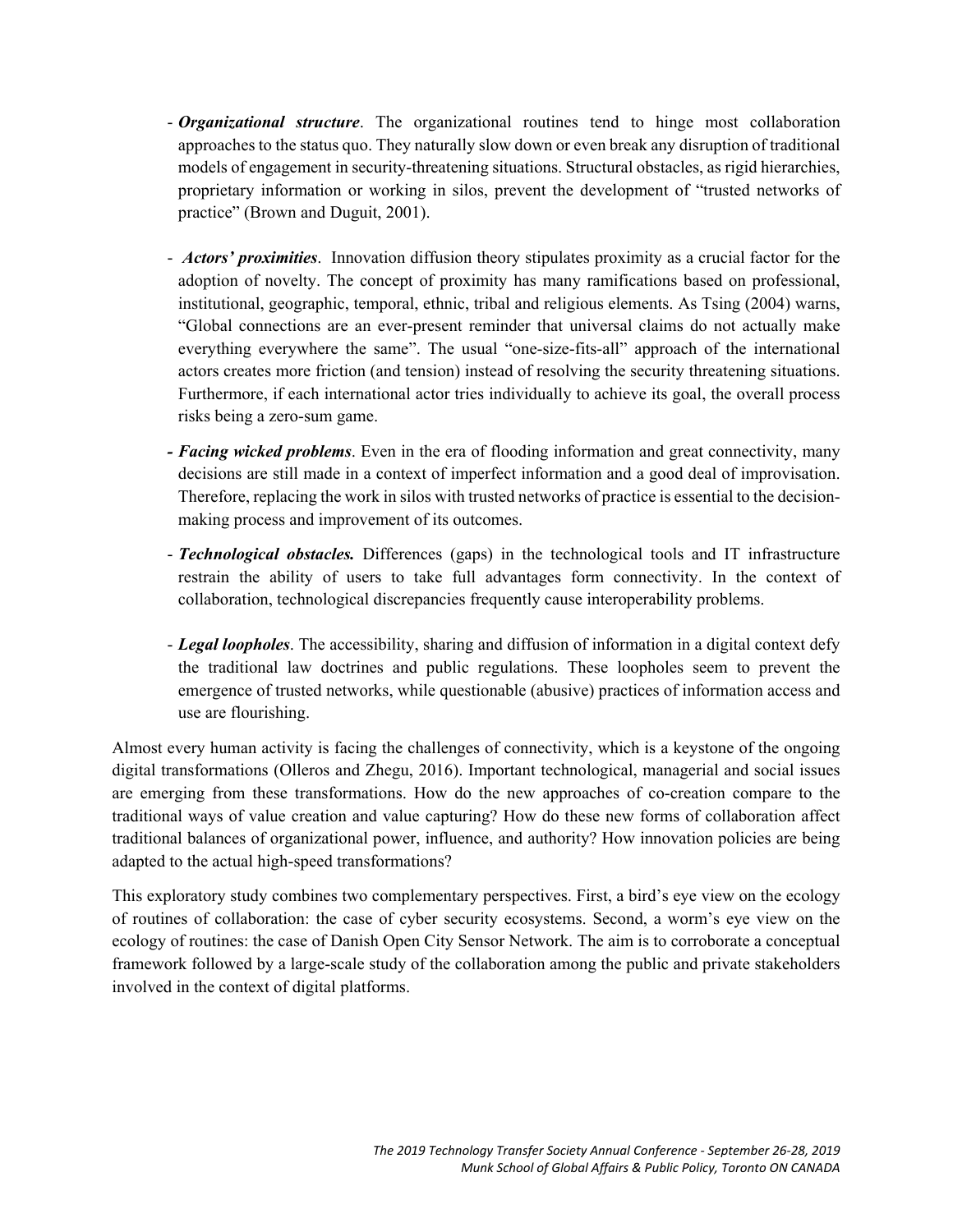- ***Organizational structure***. The organizational routines tend to hinge most collaboration approaches to the status quo. They naturally slow down or even break any disruption of traditional models of engagement in security-threatening situations. Structural obstacles, as rigid hierarchies, proprietary information or working in silos, prevent the development of "trusted networks of practice" (Brown and Duguit, 2001).

- ***Actors' proximities***. Innovation diffusion theory stipulates proximity as a crucial factor for the adoption of novelty. The concept of proximity has many ramifications based on professional, institutional, geographic, temporal, ethnic, tribal and religious elements. As Tsing (2004) warns, "Global connections are an ever-present reminder that universal claims do not actually make everything everywhere the same". The usual "one-size-fits-all" approach of the international actors creates more friction (and tension) instead of resolving the security threatening situations. Furthermore, if each international actor tries individually to achieve its goal, the overall process risks being a zero-sum game.

- ***Facing wicked problems***. Even in the era of flooding information and great connectivity, many decisions are still made in a context of imperfect information and a good deal of improvisation. Therefore, replacing the work in silos with trusted networks of practice is essential to the decision-making process and improvement of its outcomes.

- ***Technological obstacles.*** Differences (gaps) in the technological tools and IT infrastructure restrain the ability of users to take full advantages form connectivity. In the context of collaboration, technological discrepancies frequently cause interoperability problems.

- ***Legal loopholes***. The accessibility, sharing and diffusion of information in a digital context defy the traditional law doctrines and public regulations. These loopholes seem to prevent the emergence of trusted networks, while questionable (abusive) practices of information access and use are flourishing.

Almost every human activity is facing the challenges of connectivity, which is a keystone of the ongoing digital transformations (Olleros and Zhegu, 2016). Important technological, managerial and social issues are emerging from these transformations. How do the new approaches of co-creation compare to the traditional ways of value creation and value capturing? How do these new forms of collaboration affect traditional balances of organizational power, influence, and authority? How innovation policies are being adapted to the actual high-speed transformations?

This exploratory study combines two complementary perspectives. First, a bird's eye view on the ecology of routines of collaboration: the case of cyber security ecosystems. Second, a worm's eye view on the ecology of routines: the case of Danish Open City Sensor Network. The aim is to corroborate a conceptual framework followed by a large-scale study of the collaboration among the public and private stakeholders involved in the context of digital platforms.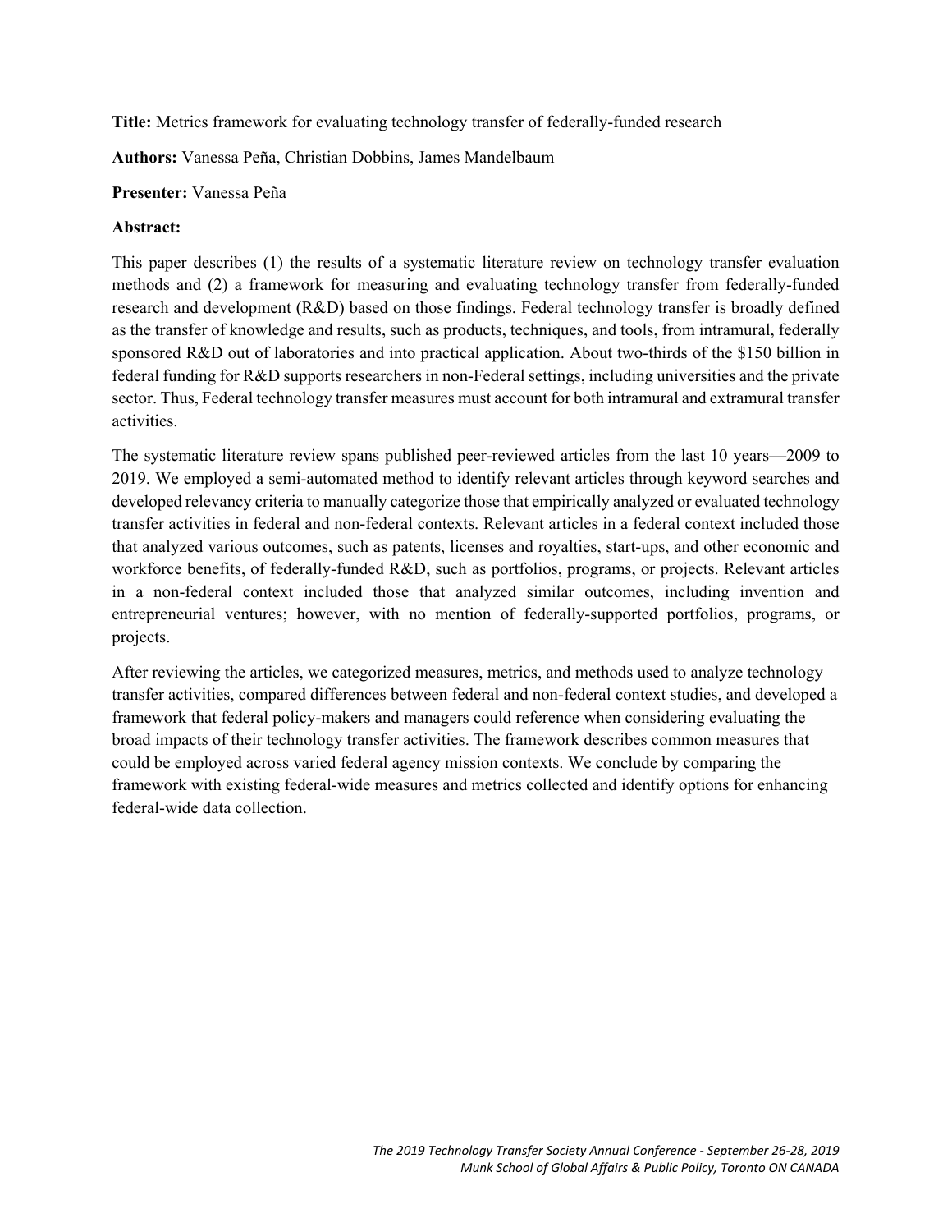**Title:** Metrics framework for evaluating technology transfer of federally-funded research

**Authors:** Vanessa Peña, Christian Dobbins, James Mandelbaum

**Presenter:** Vanessa Peña

**Abstract:**

This paper describes (1) the results of a systematic literature review on technology transfer evaluation methods and (2) a framework for measuring and evaluating technology transfer from federally-funded research and development (R&D) based on those findings. Federal technology transfer is broadly defined as the transfer of knowledge and results, such as products, techniques, and tools, from intramural, federally sponsored R&D out of laboratories and into practical application. About two-thirds of the $150 billion in federal funding for R&D supports researchers in non-Federal settings, including universities and the private sector. Thus, Federal technology transfer measures must account for both intramural and extramural transfer activities.

The systematic literature review spans published peer-reviewed articles from the last 10 years—2009 to 2019. We employed a semi-automated method to identify relevant articles through keyword searches and developed relevancy criteria to manually categorize those that empirically analyzed or evaluated technology transfer activities in federal and non-federal contexts. Relevant articles in a federal context included those that analyzed various outcomes, such as patents, licenses and royalties, start-ups, and other economic and workforce benefits, of federally-funded R&D, such as portfolios, programs, or projects. Relevant articles in a non-federal context included those that analyzed similar outcomes, including invention and entrepreneurial ventures; however, with no mention of federally-supported portfolios, programs, or projects.

After reviewing the articles, we categorized measures, metrics, and methods used to analyze technology transfer activities, compared differences between federal and non-federal context studies, and developed a framework that federal policy-makers and managers could reference when considering evaluating the broad impacts of their technology transfer activities. The framework describes common measures that could be employed across varied federal agency mission contexts. We conclude by comparing the framework with existing federal-wide measures and metrics collected and identify options for enhancing federal-wide data collection.